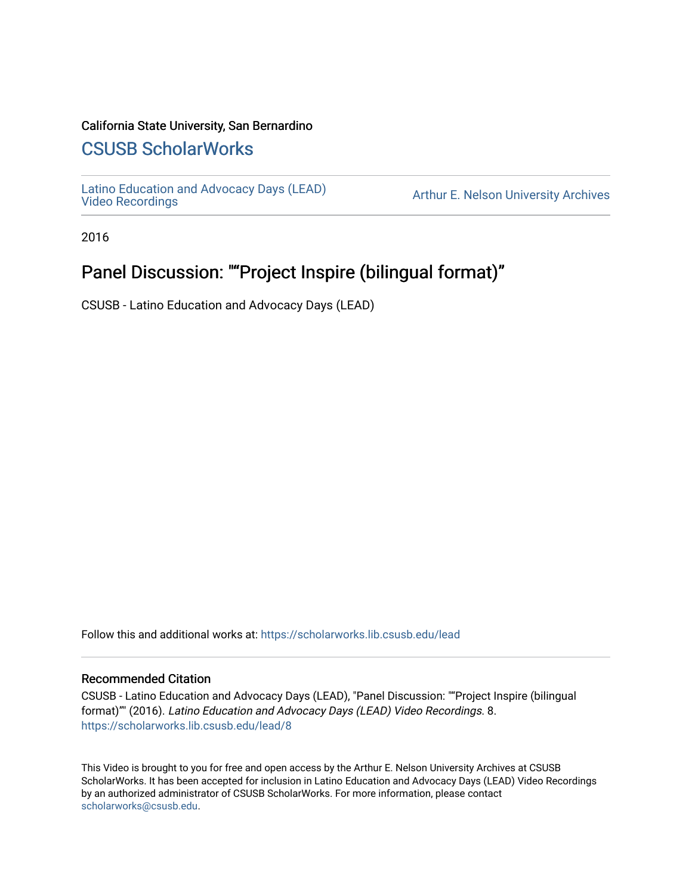California State University, San Bernardino

## CSUSB ScholarWorks

Latino Education and Advocacy Days (LEAD) Video Recordings

Arthur E. Nelson University Archives

2016

# Panel Discussion: ""Project Inspire (bilingual format)"

CSUSB - Latino Education and Advocacy Days (LEAD)

Follow this and additional works at: https://scholarworks.lib.csusb.edu/lead

### Recommended Citation

CSUSB - Latino Education and Advocacy Days (LEAD), "Panel Discussion: ""Project Inspire (bilingual format)"" (2016). *Latino Education and Advocacy Days (LEAD) Video Recordings*. 8. https://scholarworks.lib.csusb.edu/lead/8

This Video is brought to you for free and open access by the Arthur E. Nelson University Archives at CSUSB ScholarWorks. It has been accepted for inclusion in Latino Education and Advocacy Days (LEAD) Video Recordings by an authorized administrator of CSUSB ScholarWorks. For more information, please contact scholarworks@csusb.edu.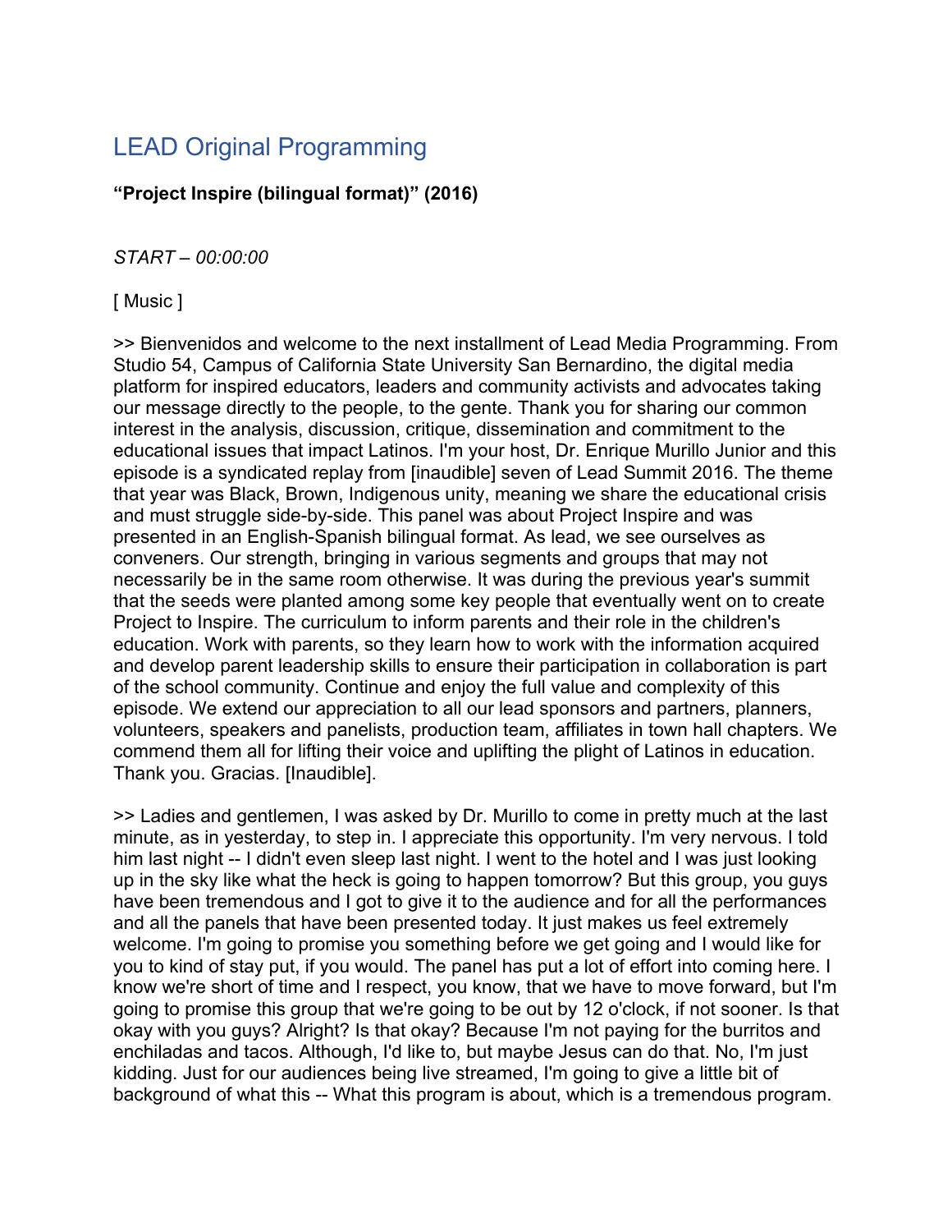# LEAD Original Programming

**"Project Inspire (bilingual format)" (2016)**

*START – 00:00:00*

[ Music ]

>> Bienvenidos and welcome to the next installment of Lead Media Programming. From Studio 54, Campus of California State University San Bernardino, the digital media platform for inspired educators, leaders and community activists and advocates taking our message directly to the people, to the gente. Thank you for sharing our common interest in the analysis, discussion, critique, dissemination and commitment to the educational issues that impact Latinos. I'm your host, Dr. Enrique Murillo Junior and this episode is a syndicated replay from [inaudible] seven of Lead Summit 2016. The theme that year was Black, Brown, Indigenous unity, meaning we share the educational crisis and must struggle side-by-side. This panel was about Project Inspire and was presented in an English-Spanish bilingual format. As lead, we see ourselves as conveners. Our strength, bringing in various segments and groups that may not necessarily be in the same room otherwise. It was during the previous year's summit that the seeds were planted among some key people that eventually went on to create Project to Inspire. The curriculum to inform parents and their role in the children's education. Work with parents, so they learn how to work with the information acquired and develop parent leadership skills to ensure their participation in collaboration is part of the school community. Continue and enjoy the full value and complexity of this episode. We extend our appreciation to all our lead sponsors and partners, planners, volunteers, speakers and panelists, production team, affiliates in town hall chapters. We commend them all for lifting their voice and uplifting the plight of Latinos in education. Thank you. Gracias. [Inaudible].

>> Ladies and gentlemen, I was asked by Dr. Murillo to come in pretty much at the last minute, as in yesterday, to step in. I appreciate this opportunity. I'm very nervous. I told him last night -- I didn't even sleep last night. I went to the hotel and I was just looking up in the sky like what the heck is going to happen tomorrow? But this group, you guys have been tremendous and I got to give it to the audience and for all the performances and all the panels that have been presented today. It just makes us feel extremely welcome. I'm going to promise you something before we get going and I would like for you to kind of stay put, if you would. The panel has put a lot of effort into coming here. I know we're short of time and I respect, you know, that we have to move forward, but I'm going to promise this group that we're going to be out by 12 o'clock, if not sooner. Is that okay with you guys? Alright? Is that okay? Because I'm not paying for the burritos and enchiladas and tacos. Although, I'd like to, but maybe Jesus can do that. No, I'm just kidding. Just for our audiences being live streamed, I'm going to give a little bit of background of what this -- What this program is about, which is a tremendous program.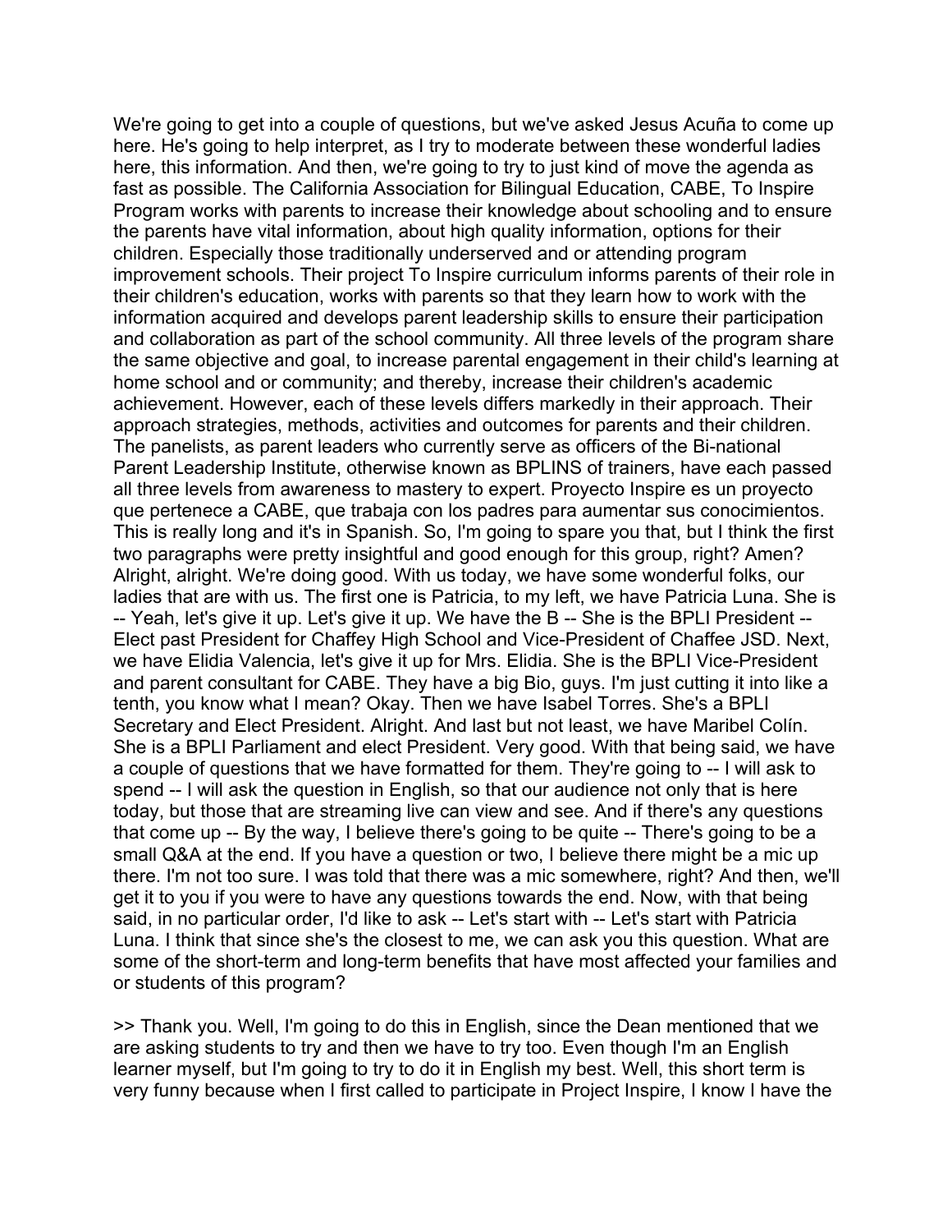We're going to get into a couple of questions, but we've asked Jesus Acuña to come up here. He's going to help interpret, as I try to moderate between these wonderful ladies here, this information. And then, we're going to try to just kind of move the agenda as fast as possible. The California Association for Bilingual Education, CABE, To Inspire Program works with parents to increase their knowledge about schooling and to ensure the parents have vital information, about high quality information, options for their children. Especially those traditionally underserved and or attending program improvement schools. Their project To Inspire curriculum informs parents of their role in their children's education, works with parents so that they learn how to work with the information acquired and develops parent leadership skills to ensure their participation and collaboration as part of the school community. All three levels of the program share the same objective and goal, to increase parental engagement in their child's learning at home school and or community; and thereby, increase their children's academic achievement. However, each of these levels differs markedly in their approach. Their approach strategies, methods, activities and outcomes for parents and their children. The panelists, as parent leaders who currently serve as officers of the Bi-national Parent Leadership Institute, otherwise known as BPLINS of trainers, have each passed all three levels from awareness to mastery to expert. Proyecto Inspire es un proyecto que pertenece a CABE, que trabaja con los padres para aumentar sus conocimientos. This is really long and it's in Spanish. So, I'm going to spare you that, but I think the first two paragraphs were pretty insightful and good enough for this group, right? Amen? Alright, alright. We're doing good. With us today, we have some wonderful folks, our ladies that are with us. The first one is Patricia, to my left, we have Patricia Luna. She is -- Yeah, let's give it up. Let's give it up. We have the B -- She is the BPLI President -- Elect past President for Chaffey High School and Vice-President of Chaffee JSD. Next, we have Elidia Valencia, let's give it up for Mrs. Elidia. She is the BPLI Vice-President and parent consultant for CABE. They have a big Bio, guys. I'm just cutting it into like a tenth, you know what I mean? Okay. Then we have Isabel Torres. She's a BPLI Secretary and Elect President. Alright. And last but not least, we have Maribel Colín. She is a BPLI Parliament and elect President. Very good. With that being said, we have a couple of questions that we have formatted for them. They're going to -- I will ask to spend -- I will ask the question in English, so that our audience not only that is here today, but those that are streaming live can view and see. And if there's any questions that come up -- By the way, I believe there's going to be quite -- There's going to be a small Q&A at the end. If you have a question or two, I believe there might be a mic up there. I'm not too sure. I was told that there was a mic somewhere, right? And then, we'll get it to you if you were to have any questions towards the end. Now, with that being said, in no particular order, I'd like to ask -- Let's start with -- Let's start with Patricia Luna. I think that since she's the closest to me, we can ask you this question. What are some of the short-term and long-term benefits that have most affected your families and or students of this program?

>> Thank you. Well, I'm going to do this in English, since the Dean mentioned that we are asking students to try and then we have to try too. Even though I'm an English learner myself, but I'm going to try to do it in English my best. Well, this short term is very funny because when I first called to participate in Project Inspire, I know I have the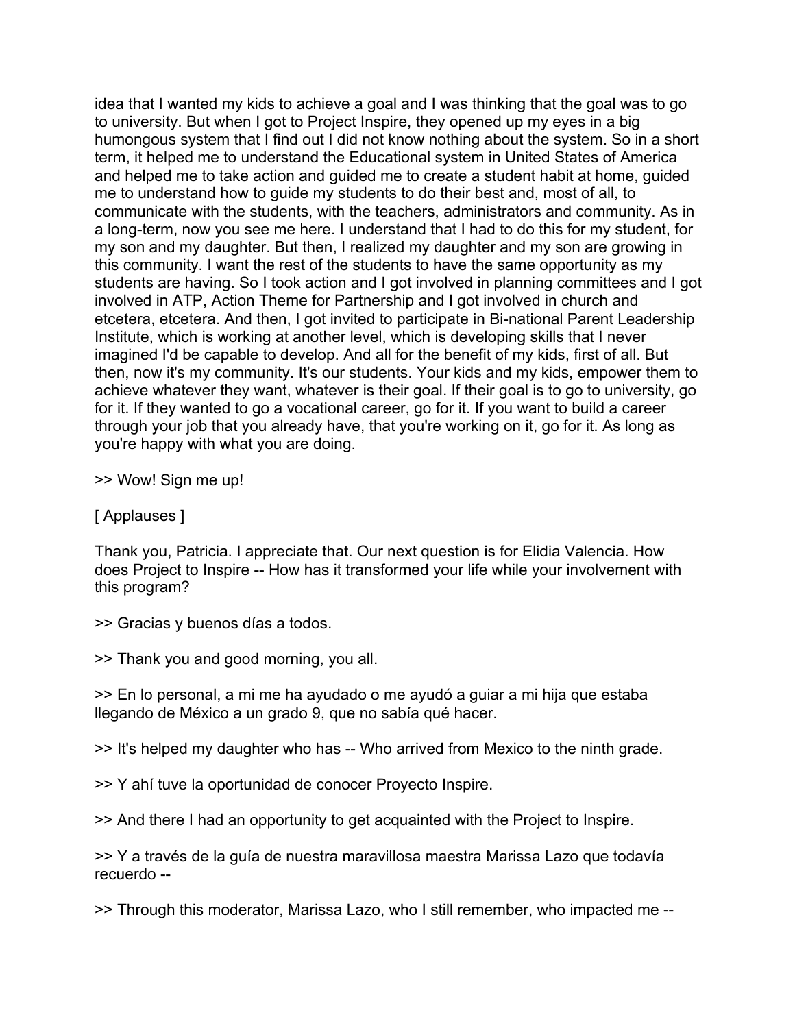idea that I wanted my kids to achieve a goal and I was thinking that the goal was to go to university. But when I got to Project Inspire, they opened up my eyes in a big humongous system that I find out I did not know nothing about the system. So in a short term, it helped me to understand the Educational system in United States of America and helped me to take action and guided me to create a student habit at home, guided me to understand how to guide my students to do their best and, most of all, to communicate with the students, with the teachers, administrators and community. As in a long-term, now you see me here. I understand that I had to do this for my student, for my son and my daughter. But then, I realized my daughter and my son are growing in this community. I want the rest of the students to have the same opportunity as my students are having. So I took action and I got involved in planning committees and I got involved in ATP, Action Theme for Partnership and I got involved in church and etcetera, etcetera. And then, I got invited to participate in Bi-national Parent Leadership Institute, which is working at another level, which is developing skills that I never imagined I'd be capable to develop. And all for the benefit of my kids, first of all. But then, now it's my community. It's our students. Your kids and my kids, empower them to achieve whatever they want, whatever is their goal. If their goal is to go to university, go for it. If they wanted to go a vocational career, go for it. If you want to build a career through your job that you already have, that you're working on it, go for it. As long as you're happy with what you are doing.

>> Wow! Sign me up!

[ Applauses ]

Thank you, Patricia. I appreciate that. Our next question is for Elidia Valencia. How does Project to Inspire -- How has it transformed your life while your involvement with this program?

>> Gracias y buenos días a todos.

>> Thank you and good morning, you all.

>> En lo personal, a mi me ha ayudado o me ayudó a guiar a mi hija que estaba llegando de México a un grado 9, que no sabía qué hacer.

>> It's helped my daughter who has -- Who arrived from Mexico to the ninth grade.

>> Y ahí tuve la oportunidad de conocer Proyecto Inspire.

>> And there I had an opportunity to get acquainted with the Project to Inspire.

>> Y a través de la guía de nuestra maravillosa maestra Marissa Lazo que todavía recuerdo --

>> Through this moderator, Marissa Lazo, who I still remember, who impacted me --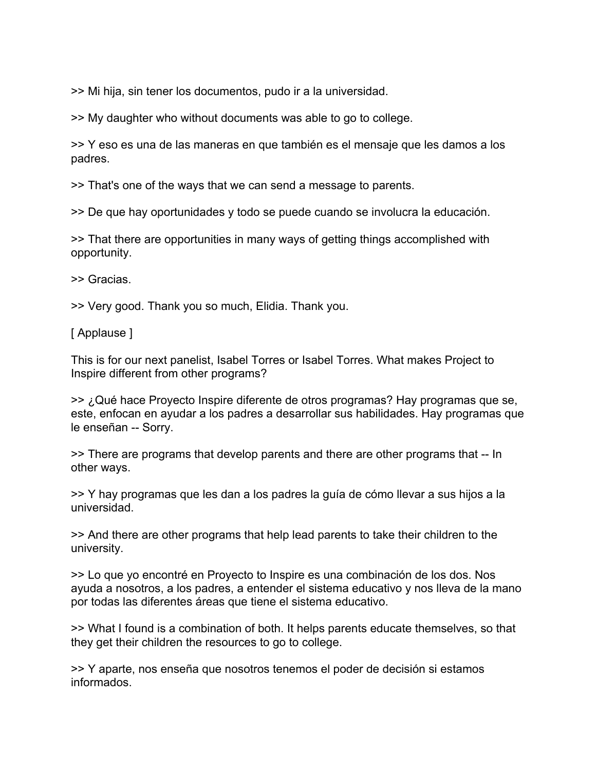>> Mi hija, sin tener los documentos, pudo ir a la universidad.

>> My daughter who without documents was able to go to college.

>> Y eso es una de las maneras en que también es el mensaje que les damos a los padres.

>> That's one of the ways that we can send a message to parents.

>> De que hay oportunidades y todo se puede cuando se involucra la educación.

>> That there are opportunities in many ways of getting things accomplished with opportunity.

>> Gracias.

>> Very good. Thank you so much, Elidia. Thank you.

[ Applause ]

This is for our next panelist, Isabel Torres or Isabel Torres. What makes Project to Inspire different from other programs?

>> ¿Qué hace Proyecto Inspire diferente de otros programas? Hay programas que se, este, enfocan en ayudar a los padres a desarrollar sus habilidades. Hay programas que le enseñan -- Sorry.

>> There are programs that develop parents and there are other programs that -- In other ways.

>> Y hay programas que les dan a los padres la guía de cómo llevar a sus hijos a la universidad.

>> And there are other programs that help lead parents to take their children to the university.

>> Lo que yo encontré en Proyecto to Inspire es una combinación de los dos. Nos ayuda a nosotros, a los padres, a entender el sistema educativo y nos lleva de la mano por todas las diferentes áreas que tiene el sistema educativo.

>> What I found is a combination of both. It helps parents educate themselves, so that they get their children the resources to go to college.

>> Y aparte, nos enseña que nosotros tenemos el poder de decisión si estamos informados.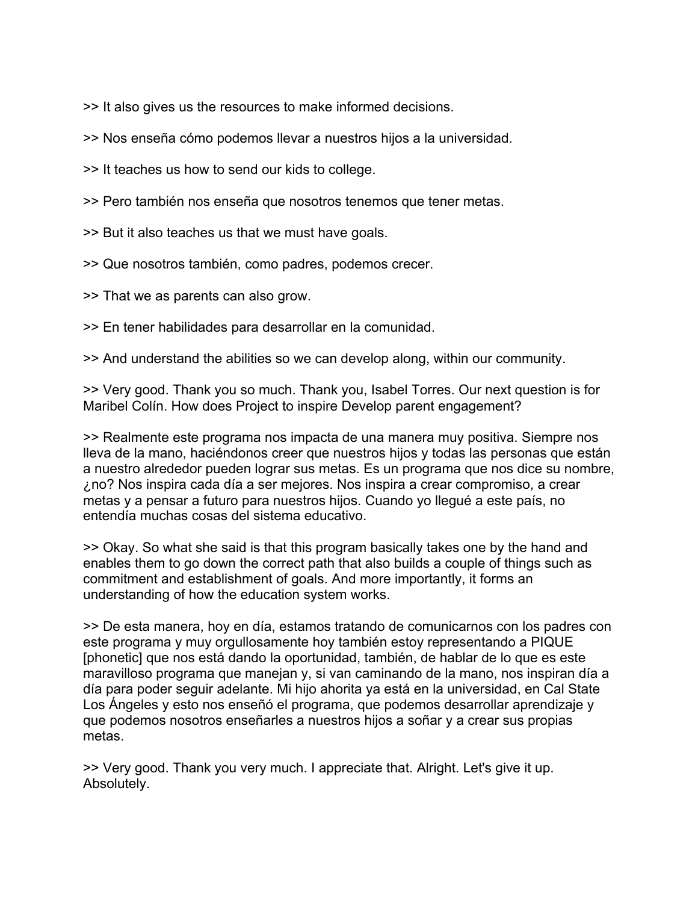>> It also gives us the resources to make informed decisions.

>> Nos enseña cómo podemos llevar a nuestros hijos a la universidad.

>> It teaches us how to send our kids to college.

>> Pero también nos enseña que nosotros tenemos que tener metas.

>> But it also teaches us that we must have goals.

>> Que nosotros también, como padres, podemos crecer.

>> That we as parents can also grow.

>> En tener habilidades para desarrollar en la comunidad.

>> And understand the abilities so we can develop along, within our community.

>> Very good. Thank you so much. Thank you, Isabel Torres. Our next question is for Maribel Colín. How does Project to inspire Develop parent engagement?

>> Realmente este programa nos impacta de una manera muy positiva. Siempre nos lleva de la mano, haciéndonos creer que nuestros hijos y todas las personas que están a nuestro alrededor pueden lograr sus metas. Es un programa que nos dice su nombre, ¿no? Nos inspira cada día a ser mejores. Nos inspira a crear compromiso, a crear metas y a pensar a futuro para nuestros hijos. Cuando yo llegué a este país, no entendía muchas cosas del sistema educativo.

>> Okay. So what she said is that this program basically takes one by the hand and enables them to go down the correct path that also builds a couple of things such as commitment and establishment of goals. And more importantly, it forms an understanding of how the education system works.

>> De esta manera, hoy en día, estamos tratando de comunicarnos con los padres con este programa y muy orgullosamente hoy también estoy representando a PIQUE [phonetic] que nos está dando la oportunidad, también, de hablar de lo que es este maravilloso programa que manejan y, si van caminando de la mano, nos inspiran día a día para poder seguir adelante. Mi hijo ahorita ya está en la universidad, en Cal State Los Ángeles y esto nos enseñó el programa, que podemos desarrollar aprendizaje y que podemos nosotros enseñarles a nuestros hijos a soñar y a crear sus propias metas.

>> Very good. Thank you very much. I appreciate that. Alright. Let's give it up. Absolutely.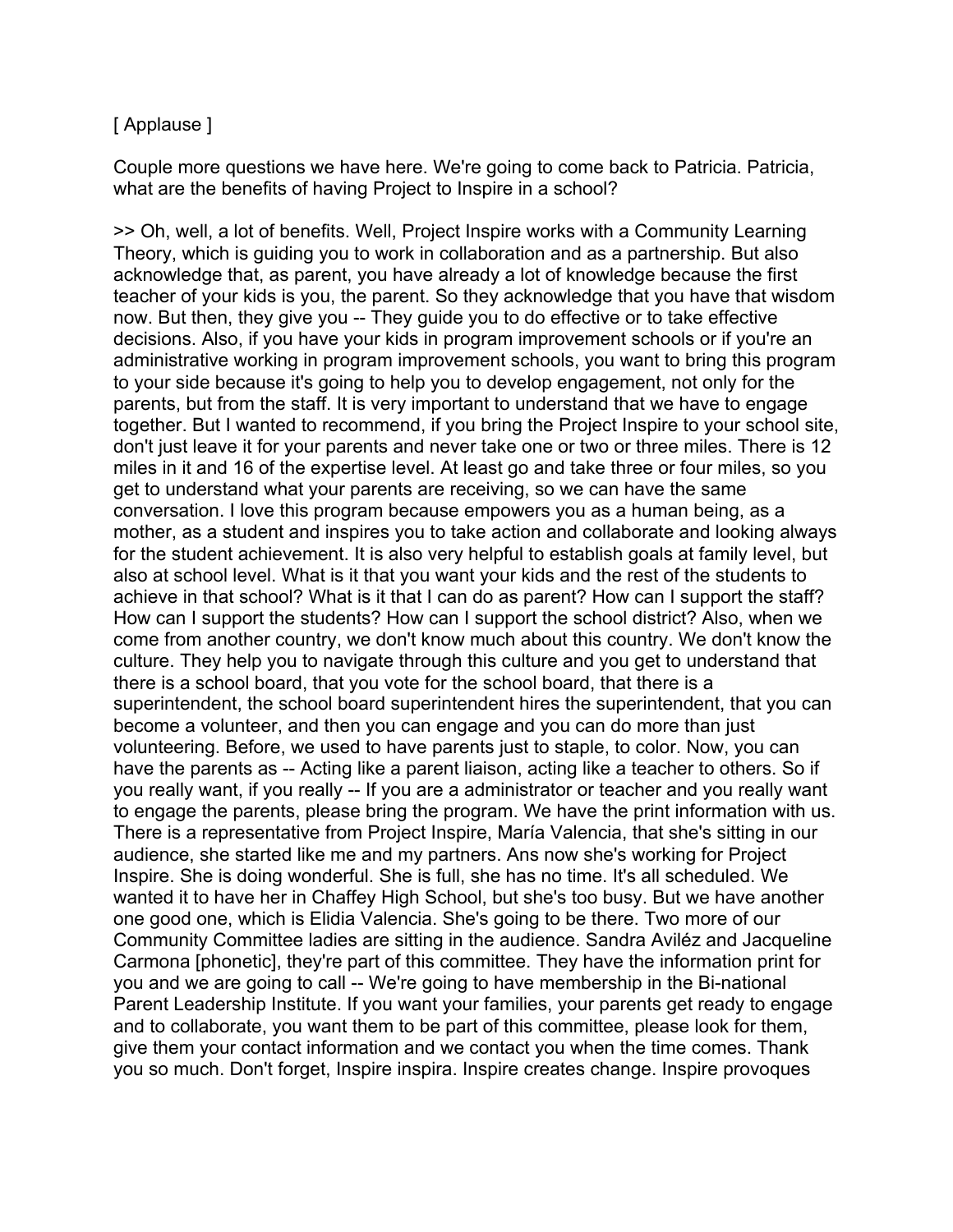[ Applause ]

Couple more questions we have here. We're going to come back to Patricia. Patricia, what are the benefits of having Project to Inspire in a school?

>> Oh, well, a lot of benefits. Well, Project Inspire works with a Community Learning Theory, which is guiding you to work in collaboration and as a partnership. But also acknowledge that, as parent, you have already a lot of knowledge because the first teacher of your kids is you, the parent. So they acknowledge that you have that wisdom now. But then, they give you -- They guide you to do effective or to take effective decisions. Also, if you have your kids in program improvement schools or if you're an administrative working in program improvement schools, you want to bring this program to your side because it's going to help you to develop engagement, not only for the parents, but from the staff. It is very important to understand that we have to engage together. But I wanted to recommend, if you bring the Project Inspire to your school site, don't just leave it for your parents and never take one or two or three miles. There is 12 miles in it and 16 of the expertise level. At least go and take three or four miles, so you get to understand what your parents are receiving, so we can have the same conversation. I love this program because empowers you as a human being, as a mother, as a student and inspires you to take action and collaborate and looking always for the student achievement. It is also very helpful to establish goals at family level, but also at school level. What is it that you want your kids and the rest of the students to achieve in that school? What is it that I can do as parent? How can I support the staff? How can I support the students? How can I support the school district? Also, when we come from another country, we don't know much about this country. We don't know the culture. They help you to navigate through this culture and you get to understand that there is a school board, that you vote for the school board, that there is a superintendent, the school board superintendent hires the superintendent, that you can become a volunteer, and then you can engage and you can do more than just volunteering. Before, we used to have parents just to staple, to color. Now, you can have the parents as -- Acting like a parent liaison, acting like a teacher to others. So if you really want, if you really -- If you are a administrator or teacher and you really want to engage the parents, please bring the program. We have the print information with us. There is a representative from Project Inspire, María Valencia, that she's sitting in our audience, she started like me and my partners. Ans now she's working for Project Inspire. She is doing wonderful. She is full, she has no time. It's all scheduled. We wanted it to have her in Chaffey High School, but she's too busy. But we have another one good one, which is Elidia Valencia. She's going to be there. Two more of our Community Committee ladies are sitting in the audience. Sandra Aviléz and Jacqueline Carmona [phonetic], they're part of this committee. They have the information print for you and we are going to call -- We're going to have membership in the Bi-national Parent Leadership Institute. If you want your families, your parents get ready to engage and to collaborate, you want them to be part of this committee, please look for them, give them your contact information and we contact you when the time comes. Thank you so much. Don't forget, Inspire inspira. Inspire creates change. Inspire provoques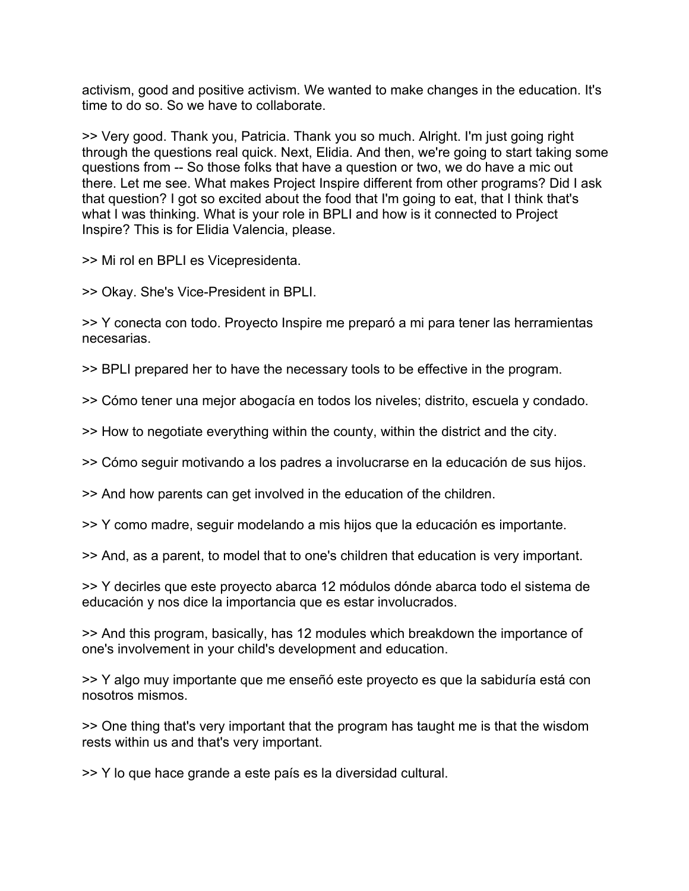activism, good and positive activism. We wanted to make changes in the education. It's time to do so. So we have to collaborate.

>> Very good. Thank you, Patricia. Thank you so much. Alright. I'm just going right through the questions real quick. Next, Elidia. And then, we're going to start taking some questions from -- So those folks that have a question or two, we do have a mic out there. Let me see. What makes Project Inspire different from other programs? Did I ask that question? I got so excited about the food that I'm going to eat, that I think that's what I was thinking. What is your role in BPLI and how is it connected to Project Inspire? This is for Elidia Valencia, please.

>> Mi rol en BPLI es Vicepresidenta.

>> Okay. She's Vice-President in BPLI.

>> Y conecta con todo. Proyecto Inspire me preparó a mi para tener las herramientas necesarias.

>> BPLI prepared her to have the necessary tools to be effective in the program.

>> Cómo tener una mejor abogacía en todos los niveles; distrito, escuela y condado.

>> How to negotiate everything within the county, within the district and the city.

>> Cómo seguir motivando a los padres a involucrarse en la educación de sus hijos.

>> And how parents can get involved in the education of the children.

>> Y como madre, seguir modelando a mis hijos que la educación es importante.

>> And, as a parent, to model that to one's children that education is very important.

>> Y decirles que este proyecto abarca 12 módulos dónde abarca todo el sistema de educación y nos dice la importancia que es estar involucrados.

>> And this program, basically, has 12 modules which breakdown the importance of one's involvement in your child's development and education.

>> Y algo muy importante que me enseñó este proyecto es que la sabiduría está con nosotros mismos.

>> One thing that's very important that the program has taught me is that the wisdom rests within us and that's very important.

>> Y lo que hace grande a este país es la diversidad cultural.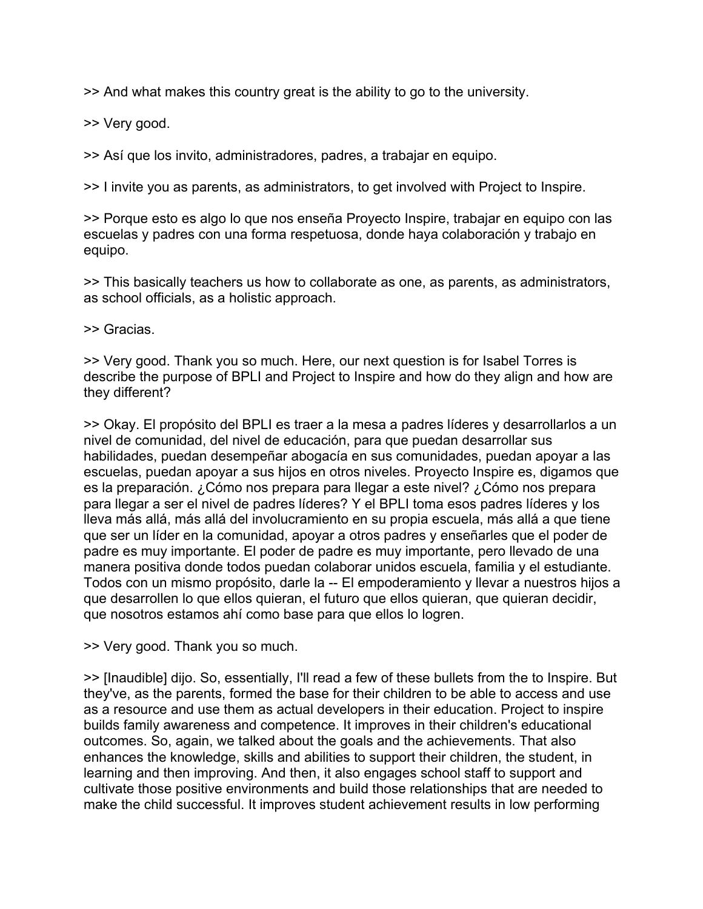>> And what makes this country great is the ability to go to the university.

>> Very good.

>> Así que los invito, administradores, padres, a trabajar en equipo.

>> I invite you as parents, as administrators, to get involved with Project to Inspire.

>> Porque esto es algo lo que nos enseña Proyecto Inspire, trabajar en equipo con las escuelas y padres con una forma respetuosa, donde haya colaboración y trabajo en equipo.

>> This basically teachers us how to collaborate as one, as parents, as administrators, as school officials, as a holistic approach.

>> Gracias.

>> Very good. Thank you so much. Here, our next question is for Isabel Torres is describe the purpose of BPLI and Project to Inspire and how do they align and how are they different?

>> Okay. El propósito del BPLI es traer a la mesa a padres líderes y desarrollarlos a un nivel de comunidad, del nivel de educación, para que puedan desarrollar sus habilidades, puedan desempeñar abogacía en sus comunidades, puedan apoyar a las escuelas, puedan apoyar a sus hijos en otros niveles. Proyecto Inspire es, digamos que es la preparación. ¿Cómo nos prepara para llegar a este nivel? ¿Cómo nos prepara para llegar a ser el nivel de padres líderes? Y el BPLI toma esos padres líderes y los lleva más allá, más allá del involucramiento en su propia escuela, más allá a que tiene que ser un líder en la comunidad, apoyar a otros padres y enseñarles que el poder de padre es muy importante. El poder de padre es muy importante, pero llevado de una manera positiva donde todos puedan colaborar unidos escuela, familia y el estudiante. Todos con un mismo propósito, darle la -- El empoderamiento y llevar a nuestros hijos a que desarrollen lo que ellos quieran, el futuro que ellos quieran, que quieran decidir, que nosotros estamos ahí como base para que ellos lo logren.

>> Very good. Thank you so much.

>> [Inaudible] dijo. So, essentially, I'll read a few of these bullets from the to Inspire. But they've, as the parents, formed the base for their children to be able to access and use as a resource and use them as actual developers in their education. Project to inspire builds family awareness and competence. It improves in their children's educational outcomes. So, again, we talked about the goals and the achievements. That also enhances the knowledge, skills and abilities to support their children, the student, in learning and then improving. And then, it also engages school staff to support and cultivate those positive environments and build those relationships that are needed to make the child successful. It improves student achievement results in low performing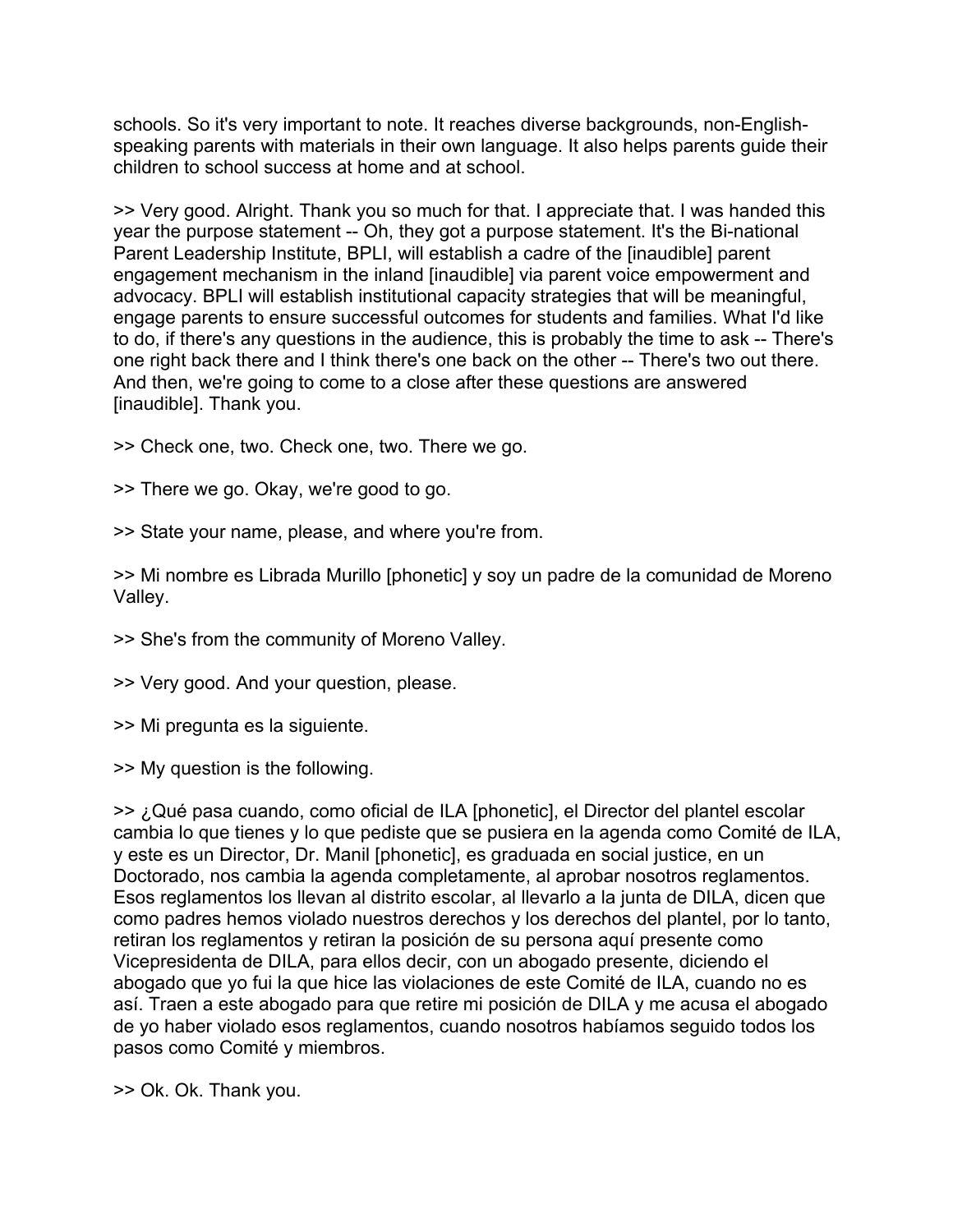schools. So it's very important to note. It reaches diverse backgrounds, non-English-speaking parents with materials in their own language. It also helps parents guide their children to school success at home and at school.

>> Very good. Alright. Thank you so much for that. I appreciate that. I was handed this year the purpose statement -- Oh, they got a purpose statement. It's the Bi-national Parent Leadership Institute, BPLI, will establish a cadre of the [inaudible] parent engagement mechanism in the inland [inaudible] via parent voice empowerment and advocacy. BPLI will establish institutional capacity strategies that will be meaningful, engage parents to ensure successful outcomes for students and families. What I'd like to do, if there's any questions in the audience, this is probably the time to ask -- There's one right back there and I think there's one back on the other -- There's two out there. And then, we're going to come to a close after these questions are answered [inaudible]. Thank you.

>> Check one, two. Check one, two. There we go.

>> There we go. Okay, we're good to go.

>> State your name, please, and where you're from.

>> Mi nombre es Librada Murillo [phonetic] y soy un padre de la comunidad de Moreno Valley.

>> She's from the community of Moreno Valley.

>> Very good. And your question, please.

>> Mi pregunta es la siguiente.

>> My question is the following.

>> ¿Qué pasa cuando, como oficial de ILA [phonetic], el Director del plantel escolar cambia lo que tienes y lo que pediste que se pusiera en la agenda como Comité de ILA, y este es un Director, Dr. Manil [phonetic], es graduada en social justice, en un Doctorado, nos cambia la agenda completamente, al aprobar nosotros reglamentos. Esos reglamentos los llevan al distrito escolar, al llevarlo a la junta de DILA, dicen que como padres hemos violado nuestros derechos y los derechos del plantel, por lo tanto, retiran los reglamentos y retiran la posición de su persona aquí presente como Vicepresidenta de DILA, para ellos decir, con un abogado presente, diciendo el abogado que yo fui la que hice las violaciones de este Comité de ILA, cuando no es así. Traen a este abogado para que retire mi posición de DILA y me acusa el abogado de yo haber violado esos reglamentos, cuando nosotros habíamos seguido todos los pasos como Comité y miembros.

>> Ok. Ok. Thank you.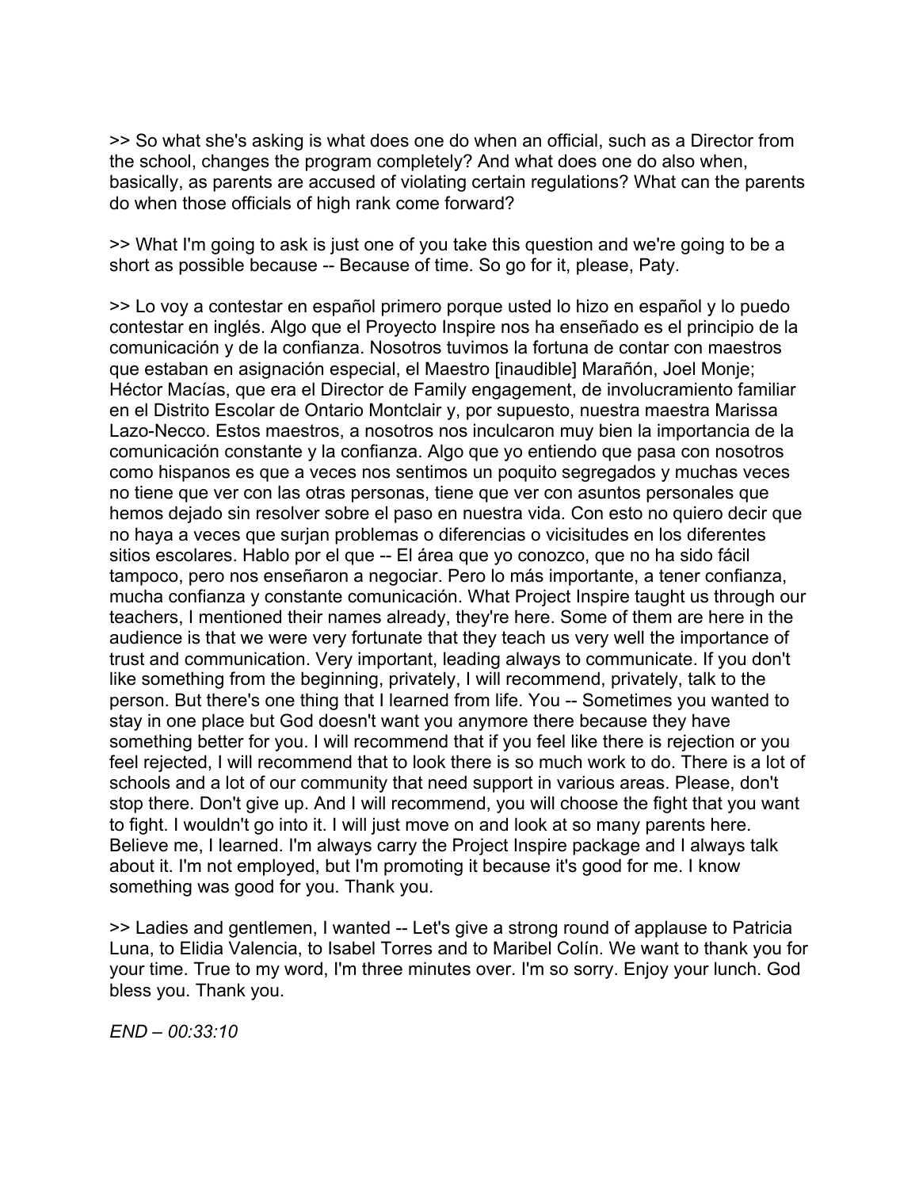>> So what she's asking is what does one do when an official, such as a Director from the school, changes the program completely? And what does one do also when, basically, as parents are accused of violating certain regulations? What can the parents do when those officials of high rank come forward?

>> What I'm going to ask is just one of you take this question and we're going to be a short as possible because -- Because of time. So go for it, please, Paty.

>> Lo voy a contestar en español primero porque usted lo hizo en español y lo puedo contestar en inglés. Algo que el Proyecto Inspire nos ha enseñado es el principio de la comunicación y de la confianza. Nosotros tuvimos la fortuna de contar con maestros que estaban en asignación especial, el Maestro [inaudible] Marañón, Joel Monje; Héctor Macías, que era el Director de Family engagement, de involucramiento familiar en el Distrito Escolar de Ontario Montclair y, por supuesto, nuestra maestra Marissa Lazo-Necco. Estos maestros, a nosotros nos inculcaron muy bien la importancia de la comunicación constante y la confianza. Algo que yo entiendo que pasa con nosotros como hispanos es que a veces nos sentimos un poquito segregados y muchas veces no tiene que ver con las otras personas, tiene que ver con asuntos personales que hemos dejado sin resolver sobre el paso en nuestra vida. Con esto no quiero decir que no haya a veces que surjan problemas o diferencias o vicisitudes en los diferentes sitios escolares. Hablo por el que -- El área que yo conozco, que no ha sido fácil tampoco, pero nos enseñaron a negociar. Pero lo más importante, a tener confianza, mucha confianza y constante comunicación. What Project Inspire taught us through our teachers, I mentioned their names already, they're here. Some of them are here in the audience is that we were very fortunate that they teach us very well the importance of trust and communication. Very important, leading always to communicate. If you don't like something from the beginning, privately, I will recommend, privately, talk to the person. But there's one thing that I learned from life. You -- Sometimes you wanted to stay in one place but God doesn't want you anymore there because they have something better for you. I will recommend that if you feel like there is rejection or you feel rejected, I will recommend that to look there is so much work to do. There is a lot of schools and a lot of our community that need support in various areas. Please, don't stop there. Don't give up. And I will recommend, you will choose the fight that you want to fight. I wouldn't go into it. I will just move on and look at so many parents here. Believe me, I learned. I'm always carry the Project Inspire package and I always talk about it. I'm not employed, but I'm promoting it because it's good for me. I know something was good for you. Thank you.

>> Ladies and gentlemen, I wanted -- Let's give a strong round of applause to Patricia Luna, to Elidia Valencia, to Isabel Torres and to Maribel Colín. We want to thank you for your time. True to my word, I'm three minutes over. I'm so sorry. Enjoy your lunch. God bless you. Thank you.

*END – 00:33:10*